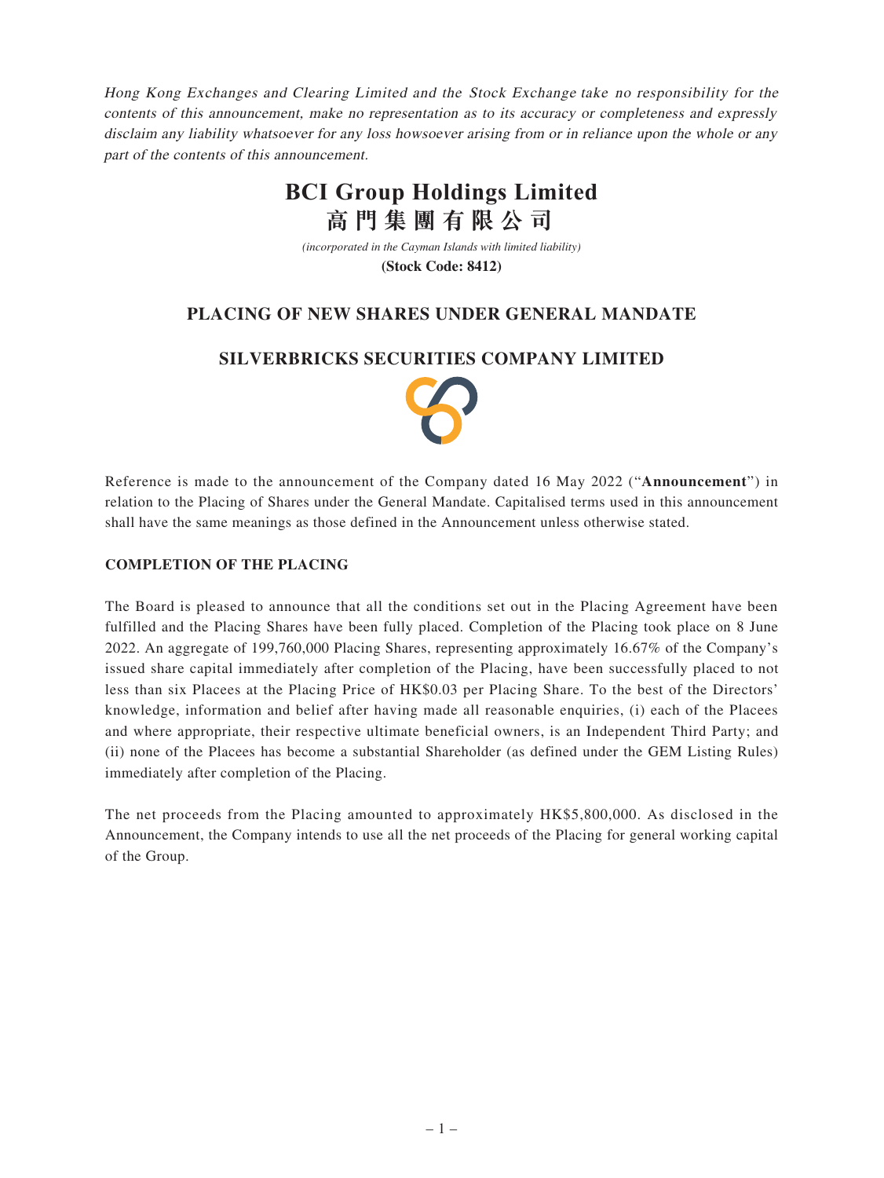*Hong Kong Exchanges and Clearing Limited and the Stock Exchange take no responsibility for the contents of this announcement, make no representation as to its accuracy or completeness and expressly disclaim any liability whatsoever for any loss howsoever arising from or in reliance upon the whole or any part of the contents of this announcement.*

# BCI Group Holdings Limited
# 高門集團有限公司

*(incorporated in the Cayman Islands with limited liability)*

**(Stock Code: 8412)**

## PLACING OF NEW SHARES UNDER GENERAL MANDATE

## SILVERBRICKS SECURITIES COMPANY LIMITED

Reference is made to the announcement of the Company dated 16 May 2022 ("**Announcement**") in relation to the Placing of Shares under the General Mandate. Capitalised terms used in this announcement shall have the same meanings as those defined in the Announcement unless otherwise stated.

### COMPLETION OF THE PLACING

The Board is pleased to announce that all the conditions set out in the Placing Agreement have been fulfilled and the Placing Shares have been fully placed. Completion of the Placing took place on 8 June 2022. An aggregate of 199,760,000 Placing Shares, representing approximately 16.67% of the Company's issued share capital immediately after completion of the Placing, have been successfully placed to not less than six Placees at the Placing Price of HK$0.03 per Placing Share. To the best of the Directors' knowledge, information and belief after having made all reasonable enquiries, (i) each of the Placees and where appropriate, their respective ultimate beneficial owners, is an Independent Third Party; and (ii) none of the Placees has become a substantial Shareholder (as defined under the GEM Listing Rules) immediately after completion of the Placing.

The net proceeds from the Placing amounted to approximately HK$5,800,000. As disclosed in the Announcement, the Company intends to use all the net proceeds of the Placing for general working capital of the Group.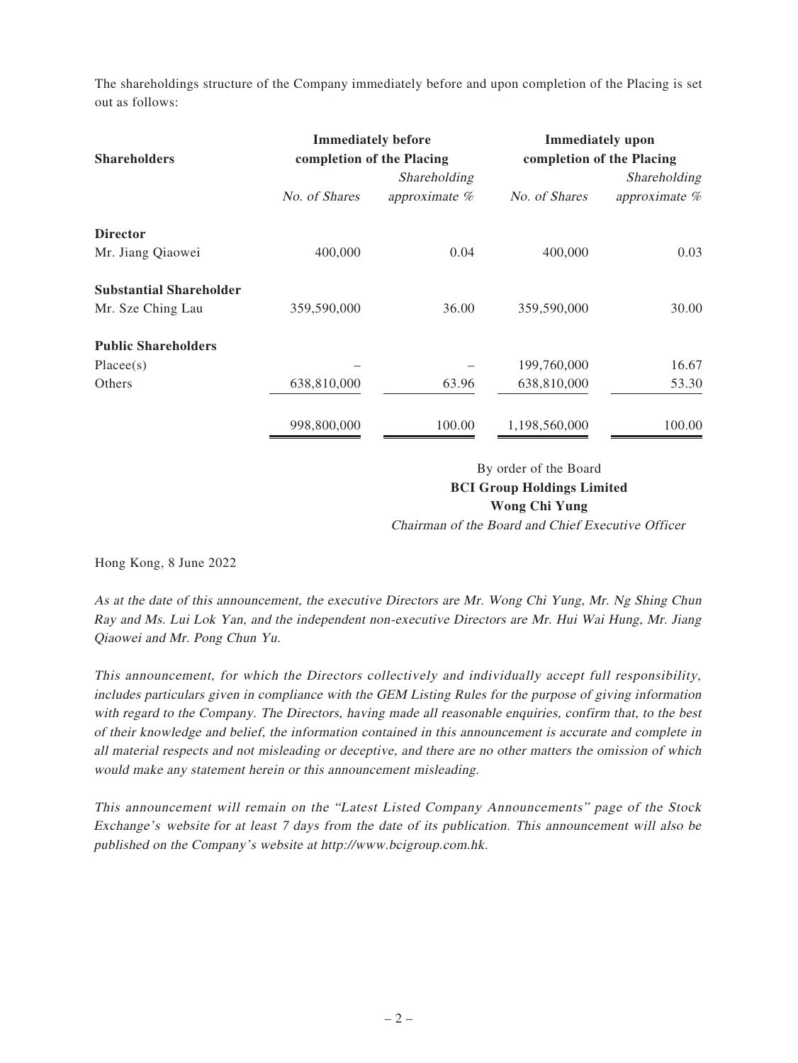The shareholdings structure of the Company immediately before and upon completion of the Placing is set out as follows:

| Shareholders | Immediately before completion of the Placing | | Immediately upon completion of the Placing | |
|---|---|---|---|---|
| | *No. of Shares* | *Shareholding approximate %* | *No. of Shares* | *Shareholding approximate %* |
| **Director** | | | | |
| Mr. Jiang Qiaowei | 400,000 | 0.04 | 400,000 | 0.03 |
| **Substantial Shareholder** | | | | |
| Mr. Sze Ching Lau | 359,590,000 | 36.00 | 359,590,000 | 30.00 |
| **Public Shareholders** | | | | |
| Placee(s) | – | – | 199,760,000 | 16.67 |
| Others | 638,810,000 | 63.96 | 638,810,000 | 53.30 |
| | 998,800,000 | 100.00 | 1,198,560,000 | 100.00 |

By order of the Board
**BCI Group Holdings Limited**
**Wong Chi Yung**
*Chairman of the Board and Chief Executive Officer*

Hong Kong, 8 June 2022

*As at the date of this announcement, the executive Directors are Mr. Wong Chi Yung, Mr. Ng Shing Chun Ray and Ms. Lui Lok Yan, and the independent non-executive Directors are Mr. Hui Wai Hung, Mr. Jiang Qiaowei and Mr. Pong Chun Yu.*

*This announcement, for which the Directors collectively and individually accept full responsibility, includes particulars given in compliance with the GEM Listing Rules for the purpose of giving information with regard to the Company. The Directors, having made all reasonable enquiries, confirm that, to the best of their knowledge and belief, the information contained in this announcement is accurate and complete in all material respects and not misleading or deceptive, and there are no other matters the omission of which would make any statement herein or this announcement misleading.*

*This announcement will remain on the "Latest Listed Company Announcements" page of the Stock Exchange's website for at least 7 days from the date of its publication. This announcement will also be published on the Company's website at http://www.bcigroup.com.hk.*